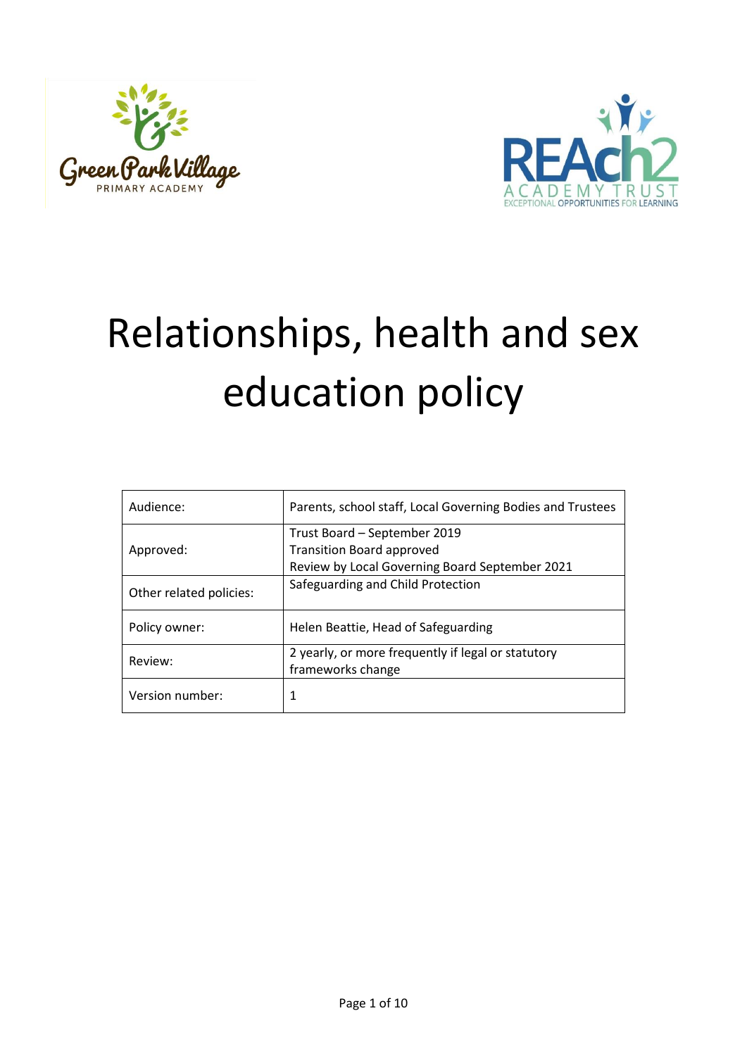# Relationships, health and sex education policy

| Audience: | Parents, school staff, Local Governing Bodies and Trustees |
| --- | --- |
| Approved: | Trust Board – September 2019<br>Transition Board approved<br>Review by Local Governing Board September 2021 |
| Other related policies: | Safeguarding and Child Protection |
| Policy owner: | Helen Beattie, Head of Safeguarding |
| Review: | 2 yearly, or more frequently if legal or statutory frameworks change |
| Version number: | 1 |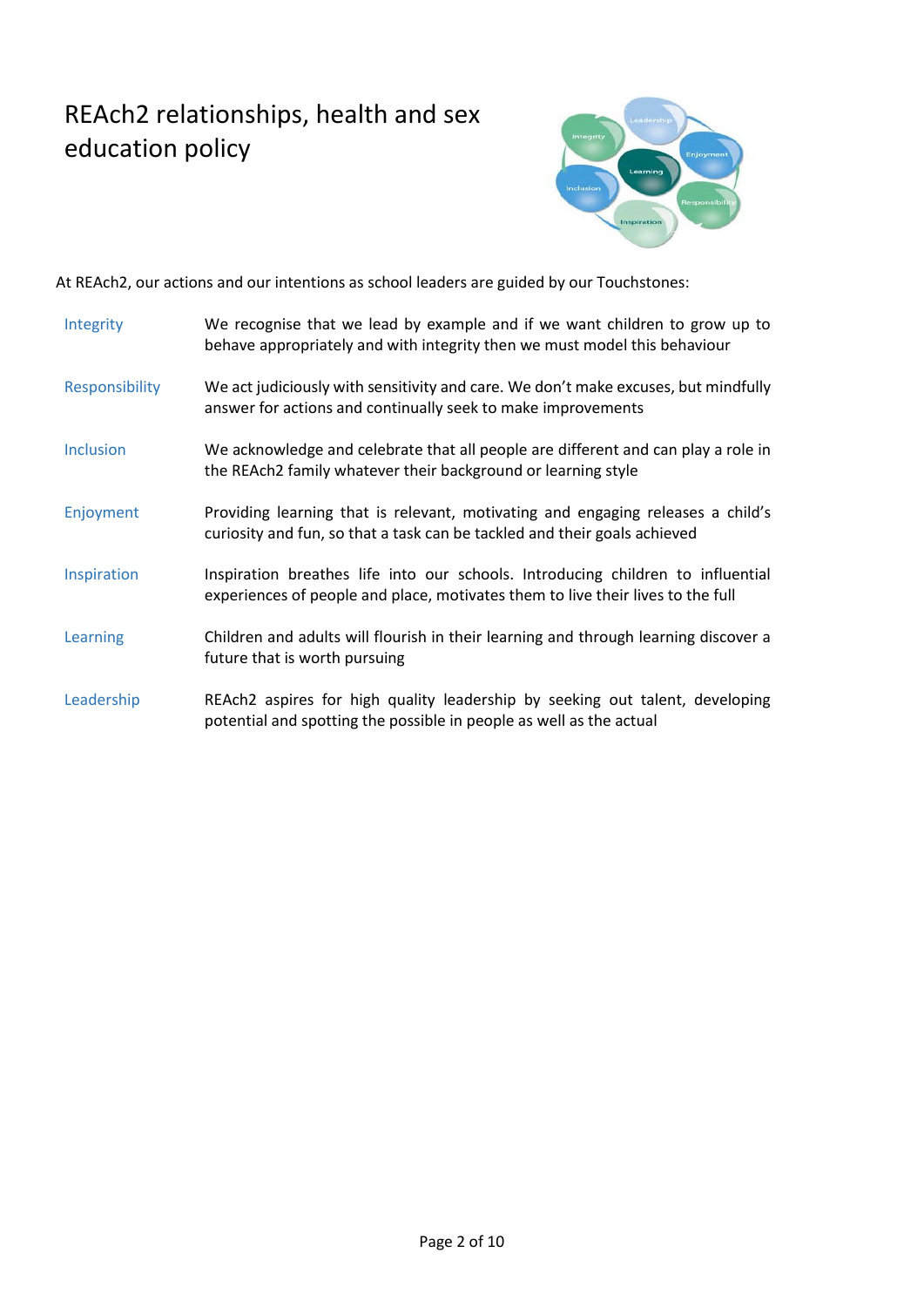# REAch2 relationships, health and sex education policy

At REAch2, our actions and our intentions as school leaders are guided by our Touchstones:

| | |
|---|---|
| Integrity | We recognise that we lead by example and if we want children to grow up to behave appropriately and with integrity then we must model this behaviour |
| Responsibility | We act judiciously with sensitivity and care. We don't make excuses, but mindfully answer for actions and continually seek to make improvements |
| Inclusion | We acknowledge and celebrate that all people are different and can play a role in the REAch2 family whatever their background or learning style |
| Enjoyment | Providing learning that is relevant, motivating and engaging releases a child's curiosity and fun, so that a task can be tackled and their goals achieved |
| Inspiration | Inspiration breathes life into our schools. Introducing children to influential experiences of people and place, motivates them to live their lives to the full |
| Learning | Children and adults will flourish in their learning and through learning discover a future that is worth pursuing |
| Leadership | REAch2 aspires for high quality leadership by seeking out talent, developing potential and spotting the possible in people as well as the actual |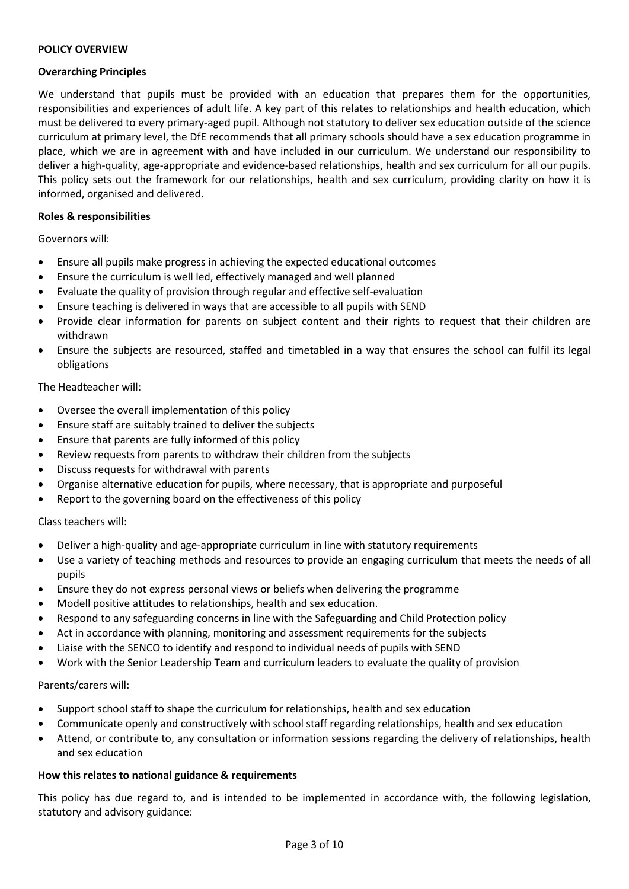**POLICY OVERVIEW**

**Overarching Principles**

We understand that pupils must be provided with an education that prepares them for the opportunities, responsibilities and experiences of adult life. A key part of this relates to relationships and health education, which must be delivered to every primary-aged pupil. Although not statutory to deliver sex education outside of the science curriculum at primary level, the DfE recommends that all primary schools should have a sex education programme in place, which we are in agreement with and have included in our curriculum. We understand our responsibility to deliver a high-quality, age-appropriate and evidence-based relationships, health and sex curriculum for all our pupils. This policy sets out the framework for our relationships, health and sex curriculum, providing clarity on how it is informed, organised and delivered.

**Roles & responsibilities**

Governors will:

- Ensure all pupils make progress in achieving the expected educational outcomes
- Ensure the curriculum is well led, effectively managed and well planned
- Evaluate the quality of provision through regular and effective self-evaluation
- Ensure teaching is delivered in ways that are accessible to all pupils with SEND
- Provide clear information for parents on subject content and their rights to request that their children are withdrawn
- Ensure the subjects are resourced, staffed and timetabled in a way that ensures the school can fulfil its legal obligations

The Headteacher will:

- Oversee the overall implementation of this policy
- Ensure staff are suitably trained to deliver the subjects
- Ensure that parents are fully informed of this policy
- Review requests from parents to withdraw their children from the subjects
- Discuss requests for withdrawal with parents
- Organise alternative education for pupils, where necessary, that is appropriate and purposeful
- Report to the governing board on the effectiveness of this policy

Class teachers will:

- Deliver a high-quality and age-appropriate curriculum in line with statutory requirements
- Use a variety of teaching methods and resources to provide an engaging curriculum that meets the needs of all pupils
- Ensure they do not express personal views or beliefs when delivering the programme
- Modell positive attitudes to relationships, health and sex education.
- Respond to any safeguarding concerns in line with the Safeguarding and Child Protection policy
- Act in accordance with planning, monitoring and assessment requirements for the subjects
- Liaise with the SENCO to identify and respond to individual needs of pupils with SEND
- Work with the Senior Leadership Team and curriculum leaders to evaluate the quality of provision

Parents/carers will:

- Support school staff to shape the curriculum for relationships, health and sex education
- Communicate openly and constructively with school staff regarding relationships, health and sex education
- Attend, or contribute to, any consultation or information sessions regarding the delivery of relationships, health and sex education

**How this relates to national guidance & requirements**

This policy has due regard to, and is intended to be implemented in accordance with, the following legislation, statutory and advisory guidance: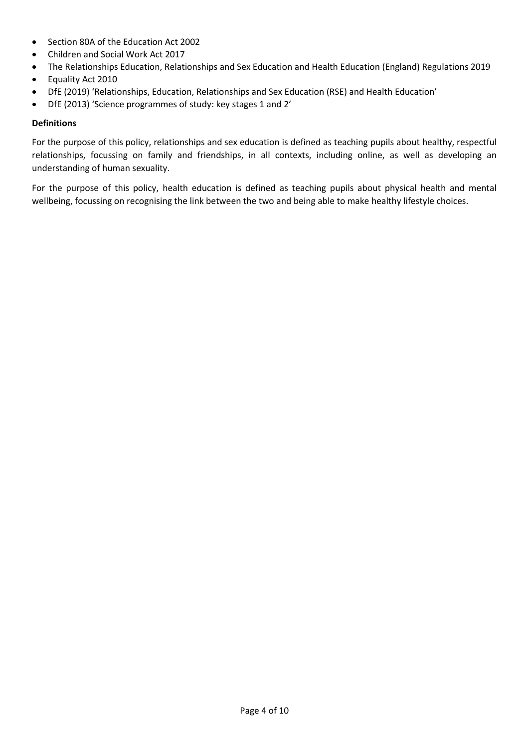- Section 80A of the Education Act 2002
- Children and Social Work Act 2017
- The Relationships Education, Relationships and Sex Education and Health Education (England) Regulations 2019
- Equality Act 2010
- DfE (2019) 'Relationships, Education, Relationships and Sex Education (RSE) and Health Education'
- DfE (2013) 'Science programmes of study: key stages 1 and 2'

**Definitions**

For the purpose of this policy, relationships and sex education is defined as teaching pupils about healthy, respectful relationships, focussing on family and friendships, in all contexts, including online, as well as developing an understanding of human sexuality.

For the purpose of this policy, health education is defined as teaching pupils about physical health and mental wellbeing, focussing on recognising the link between the two and being able to make healthy lifestyle choices.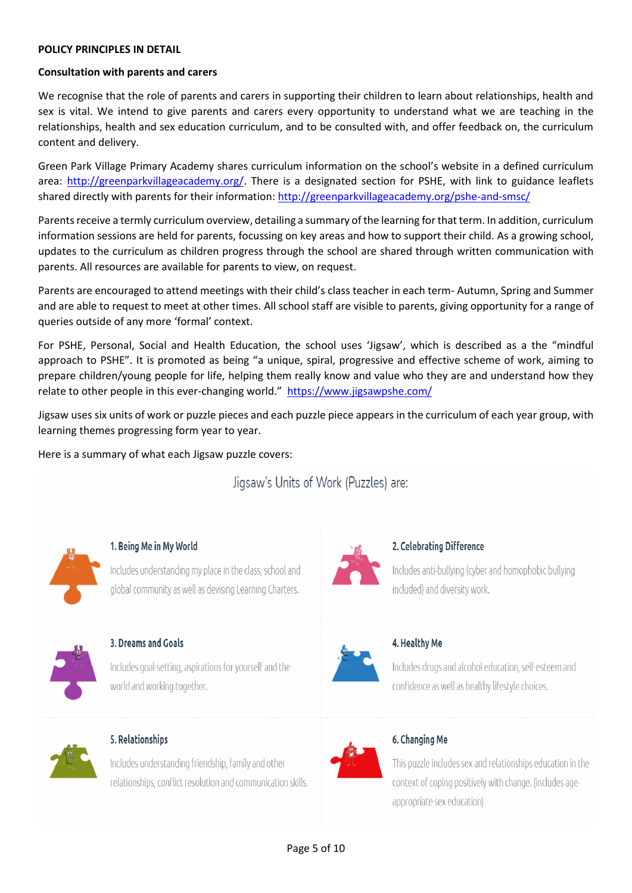**POLICY PRINCIPLES IN DETAIL**

**Consultation with parents and carers**

We recognise that the role of parents and carers in supporting their children to learn about relationships, health and sex is vital. We intend to give parents and carers every opportunity to understand what we are teaching in the relationships, health and sex education curriculum, and to be consulted with, and offer feedback on, the curriculum content and delivery.

Green Park Village Primary Academy shares curriculum information on the school's website in a defined curriculum area: http://greenparkvillageacademy.org/. There is a designated section for PSHE, with link to guidance leaflets shared directly with parents for their information: http://greenparkvillageacademy.org/pshe-and-smsc/

Parents receive a termly curriculum overview, detailing a summary of the learning for that term. In addition, curriculum information sessions are held for parents, focussing on key areas and how to support their child. As a growing school, updates to the curriculum as children progress through the school are shared through written communication with parents. All resources are available for parents to view, on request.

Parents are encouraged to attend meetings with their child's class teacher in each term- Autumn, Spring and Summer and are able to request to meet at other times. All school staff are visible to parents, giving opportunity for a range of queries outside of any more 'formal' context.

For PSHE, Personal, Social and Health Education, the school uses 'Jigsaw', which is described as a the "mindful approach to PSHE". It is promoted as being "a unique, spiral, progressive and effective scheme of work, aiming to prepare children/young people for life, helping them really know and value who they are and understand how they relate to other people in this ever-changing world." https://www.jigsawpshe.com/

Jigsaw uses six units of work or puzzle pieces and each puzzle piece appears in the curriculum of each year group, with learning themes progressing form year to year.

Here is a summary of what each Jigsaw puzzle covers:

Jigsaw's Units of Work (Puzzles) are:

**1. Being Me in My World**
Includes understanding my place in the class, school and global community as well as devising Learning Charters.

**2. Celebrating Difference**
Includes anti-bullying (cyber and homophobic bullying included) and diversity work.

**3. Dreams and Goals**
Includes goal-setting, aspirations for yourself and the world and working together.

**4. Healthy Me**
Includes drugs and alcohol education, self-esteem and confidence as well as healthy lifestyle choices.

**5. Relationships**
Includes understanding friendship, family and other relationships, conflict resolution and communication skills.

**6. Changing Me**
This puzzle includes sex and relationships education in the context of coping positively with change. (includes age-appropriate sex education)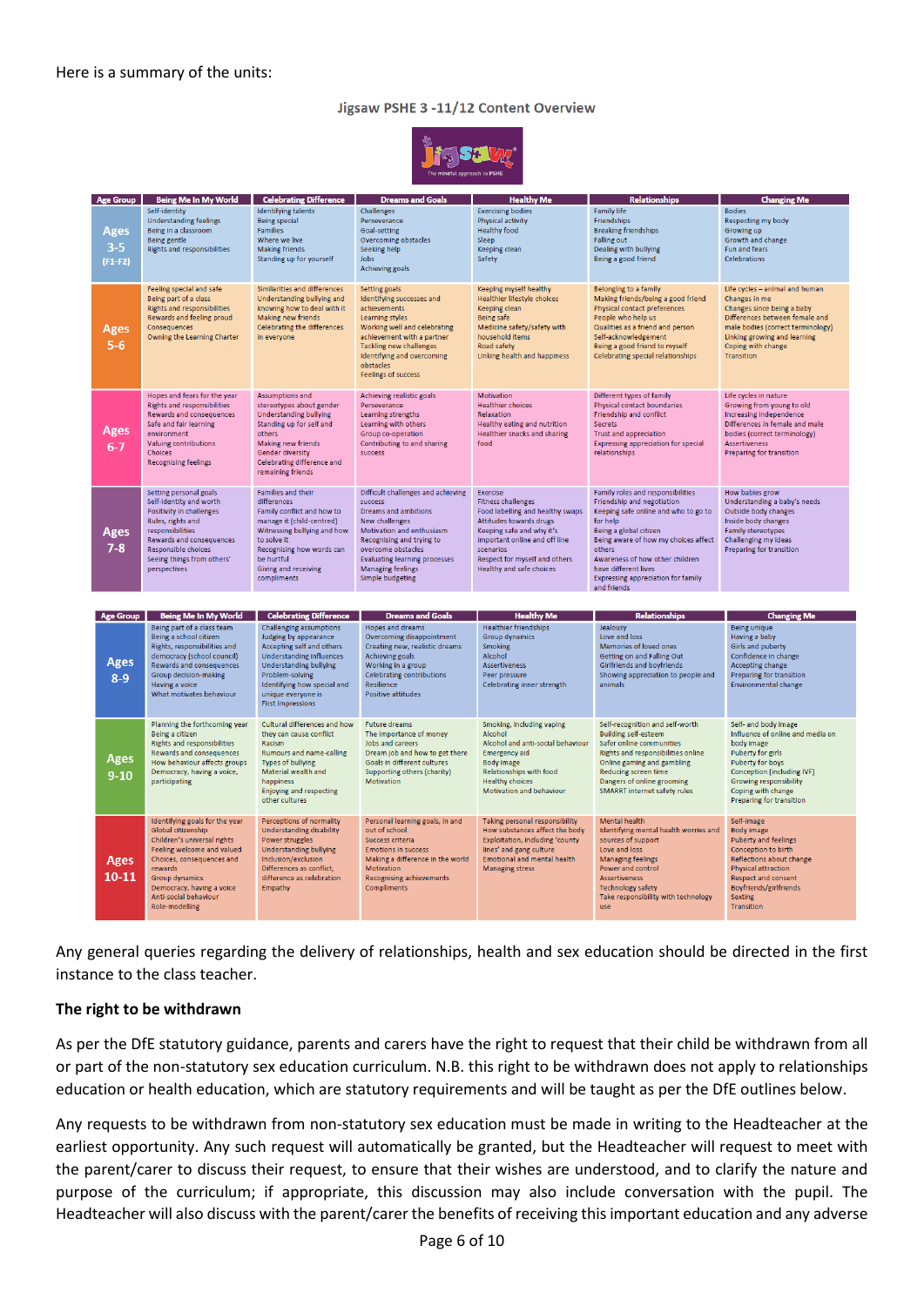Here is a summary of the units:

**Jigsaw PSHE 3 -11/12 Content Overview**

| Age Group | Being Me In My World | Celebrating Difference | Dreams and Goals | Healthy Me | Relationships | Changing Me |
|---|---|---|---|---|---|---|
| Ages 3-5 (F1-F2) | Self-identity<br>Understanding feelings<br>Being in a classroom<br>Being gentle<br>Rights and responsibilities | Identifying talents<br>Being special<br>Families<br>Where we live<br>Making friends<br>Standing up for yourself | Challenges<br>Perseverance<br>Goal-setting<br>Overcoming obstacles<br>Seeking help<br>Jobs<br>Achieving goals | Exercising bodies<br>Physical activity<br>Healthy food<br>Sleep<br>Keeping clean<br>Safety | Family life<br>Friendships<br>Breaking friendships<br>Falling out<br>Dealing with bullying<br>Being a good friend | Bodies<br>Respecting my body<br>Growing up<br>Growth and change<br>Fun and fears<br>Celebrations |
| Ages 5-6 | Feeling special and safe<br>Being part of a class<br>Rights and responsibilities<br>Rewards and feeling proud<br>Consequences<br>Owning the Learning Charter | Similarities and differences<br>Understanding bullying and knowing how to deal with it<br>Making new friends<br>Celebrating the differences in everyone | Setting goals<br>Identifying successes and achievements<br>Learning styles<br>Working well and celebrating achievement with a partner<br>Tackling new challenges<br>Identifying and overcoming obstacles<br>Feelings of success | Keeping myself healthy<br>Healthier lifestyle choices<br>Keeping clean<br>Being safe<br>Medicine safety/safety with household items<br>Road safety<br>Linking health and happiness | Belonging to a family<br>Making friends/being a good friend<br>Physical contact preferences<br>People who help us<br>Qualities as a friend and person<br>Self-acknowledgement<br>Being a good friend to myself<br>Celebrating special relationships | Life cycles – animal and human<br>Changes in me<br>Changes since being a baby<br>Differences between female and male bodies (correct terminology)<br>Linking growing and learning<br>Coping with change<br>Transition |
| Ages 6-7 | Hopes and fears for the year<br>Rights and responsibilities<br>Rewards and consequences<br>Safe and fair learning environment<br>Valuing contributions<br>Choices<br>Recognising feelings | Assumptions and stereotypes about gender<br>Understanding bullying<br>Standing up for self and others<br>Making new friends<br>Gender diversity<br>Celebrating difference and remaining friends | Achieving realistic goals<br>Perseverance<br>Learning strengths<br>Learning with others<br>Group co-operation<br>Contributing to and sharing success | Motivation<br>Healthier choices<br>Relaxation<br>Healthy eating and nutrition<br>Healthier snacks and sharing food | Different types of family<br>Physical contact boundaries<br>Friendship and conflict<br>Secrets<br>Trust and appreciation<br>Expressing appreciation for special relationships | Life cycles in nature<br>Growing from young to old<br>Increasing independence<br>Differences in female and male bodies (correct terminology)<br>Assertiveness<br>Preparing for transition |
| Ages 7-8 | Setting personal goals<br>Self-identity and worth<br>Positivity in challenges<br>Rules, rights and responsibilities<br>Rewards and consequences<br>Responsible choices<br>Seeing things from others' perspectives | Families and their differences<br>Family conflict and how to manage it (child-centred)<br>Witnessing bullying and how to solve it<br>Recognising how words can be hurtful<br>Giving and receiving compliments | Difficult challenges and achieving success<br>Dreams and ambitions<br>New challenges<br>Motivation and enthusiasm<br>Recognising and trying to overcome obstacles<br>Evaluating learning processes<br>Managing feelings<br>Simple budgeting | Exercise<br>Fitness challenges<br>Food labelling and healthy swaps<br>Attitudes towards drugs<br>Keeping safe and why it's important online and off line scenarios<br>Respect for myself and others<br>Healthy and safe choices | Family roles and responsibilities<br>Friendship and negotiation<br>Keeping safe online and who to go to for help<br>Being a global citizen<br>Being aware of how my choices affect others<br>Awareness of how other children have different lives<br>Expressing appreciation for family and friends | How babies grow<br>Understanding a baby's needs<br>Outside body changes<br>Inside body changes<br>Family stereotypes<br>Challenging my ideas<br>Preparing for transition |

| Age Group | Being Me In My World | Celebrating Difference | Dreams and Goals | Healthy Me | Relationships | Changing Me |
|---|---|---|---|---|---|---|
| Ages 8-9 | Being part of a class team<br>Being a school citizen<br>Rights, responsibilities and democracy (school council)<br>Rewards and consequences<br>Group decision-making<br>Having a voice<br>What motivates behaviour | Challenging assumptions<br>Judging by appearance<br>Accepting self and others<br>Understanding influences<br>Understanding bullying<br>Problem-solving<br>Identifying how special and unique everyone is<br>First impressions | Hopes and dreams<br>Overcoming disappointment<br>Creating new, realistic dreams<br>Achieving goals<br>Working in a group<br>Celebrating contributions<br>Resilience<br>Positive attitudes | Healthier friendships<br>Group dynamics<br>Smoking<br>Alcohol<br>Assertiveness<br>Peer pressure<br>Celebrating inner strength | Jealousy<br>Love and loss<br>Memories of loved ones<br>Getting on and Falling Out<br>Girlfriends and boyfriends<br>Showing appreciation to people and animals | Being unique<br>Having a baby<br>Girls and puberty<br>Confidence in change<br>Accepting change<br>Preparing for transition<br>Environmental change |
| Ages 9-10 | Planning the forthcoming year<br>Being a citizen<br>Rights and responsibilities<br>Rewards and consequences<br>How behaviour affects groups<br>Democracy, having a voice, participating | Cultural differences and how they can cause conflict<br>Racism<br>Rumours and name-calling<br>Types of bullying<br>Material wealth and happiness<br>Enjoying and respecting other cultures | Future dreams<br>The importance of money<br>Jobs and careers<br>Dream job and how to get there<br>Goals in different cultures<br>Supporting others (charity)<br>Motivation | Smoking, including vaping<br>Alcohol<br>Alcohol and anti-social behaviour<br>Emergency aid<br>Body image<br>Relationships with food<br>Healthy choices<br>Motivation and behaviour | Self-recognition and self-worth<br>Building self-esteem<br>Safer online communities<br>Rights and responsibilities online<br>Online gaming and gambling<br>Reducing screen time<br>Dangers of online grooming<br>SMARRT internet safety rules | Self- and body image<br>Influence of online and media on body image<br>Puberty for girls<br>Puberty for boys<br>Conception (including IVF)<br>Growing responsibility<br>Coping with change<br>Preparing for transition |
| Ages 10-11 | Identifying goals for the year<br>Global citizenship<br>Children's universal rights<br>Feeling welcome and valued<br>Choices, consequences and rewards<br>Group dynamics<br>Democracy, having a voice<br>Anti-social behaviour<br>Role-modelling | Perceptions of normality<br>Understanding disability<br>Power struggles<br>Understanding bullying<br>Inclusion/exclusion<br>Differences as conflict, difference as celebration<br>Empathy | Personal learning goals, in and out of school<br>Success criteria<br>Emotions in success<br>Making a difference in the world<br>Motivation<br>Recognising achievements<br>Compliments | Taking personal responsibility<br>How substances affect the body<br>Exploitation, including 'county lines' and gang culture<br>Emotional and mental health<br>Managing stress | Mental health<br>Identifying mental health worries and sources of support<br>Love and loss<br>Managing feelings<br>Power and control<br>Assertiveness<br>Technology safety<br>Take responsibility with technology use | Self-image<br>Body image<br>Puberty and feelings<br>Conception to birth<br>Reflections about change<br>Physical attraction<br>Respect and consent<br>Boyfriends/girlfriends<br>Sexting<br>Transition |

Any general queries regarding the delivery of relationships, health and sex education should be directed in the first instance to the class teacher.

**The right to be withdrawn**

As per the DfE statutory guidance, parents and carers have the right to request that their child be withdrawn from all or part of the non-statutory sex education curriculum. N.B. this right to be withdrawn does not apply to relationships education or health education, which are statutory requirements and will be taught as per the DfE outlines below.

Any requests to be withdrawn from non-statutory sex education must be made in writing to the Headteacher at the earliest opportunity. Any such request will automatically be granted, but the Headteacher will request to meet with the parent/carer to discuss their request, to ensure that their wishes are understood, and to clarify the nature and purpose of the curriculum; if appropriate, this discussion may also include conversation with the pupil. The Headteacher will also discuss with the parent/carer the benefits of receiving this important education and any adverse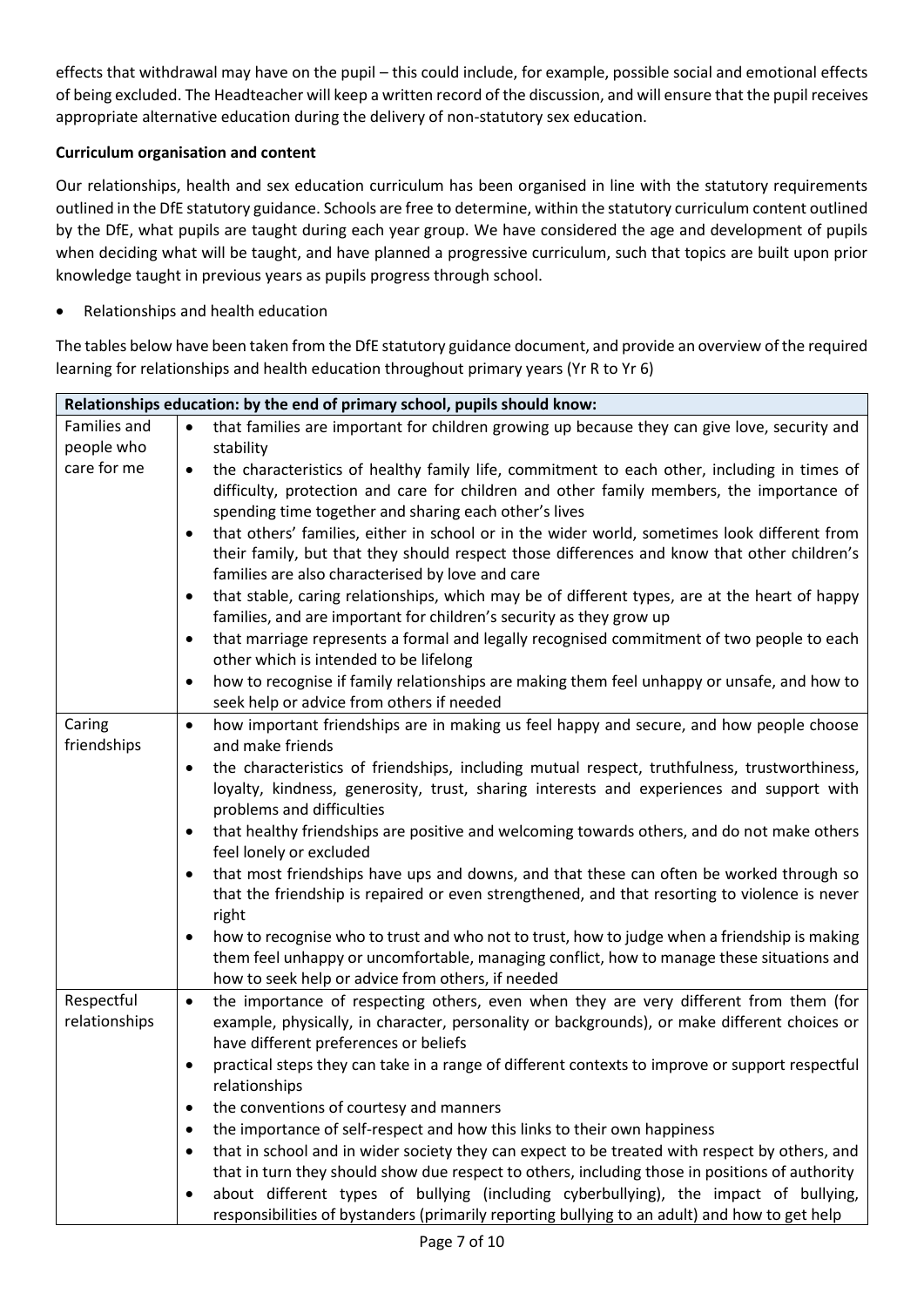effects that withdrawal may have on the pupil – this could include, for example, possible social and emotional effects of being excluded. The Headteacher will keep a written record of the discussion, and will ensure that the pupil receives appropriate alternative education during the delivery of non-statutory sex education.

**Curriculum organisation and content**

Our relationships, health and sex education curriculum has been organised in line with the statutory requirements outlined in the DfE statutory guidance. Schools are free to determine, within the statutory curriculum content outlined by the DfE, what pupils are taught during each year group. We have considered the age and development of pupils when deciding what will be taught, and have planned a progressive curriculum, such that topics are built upon prior knowledge taught in previous years as pupils progress through school.

- Relationships and health education

The tables below have been taken from the DfE statutory guidance document, and provide an overview of the required learning for relationships and health education throughout primary years (Yr R to Yr 6)

| **Relationships education: by the end of primary school, pupils should know:** | |
|---|---|
| Families and people who care for me | • that families are important for children growing up because they can give love, security and stability<br>• the characteristics of healthy family life, commitment to each other, including in times of difficulty, protection and care for children and other family members, the importance of spending time together and sharing each other's lives<br>• that others' families, either in school or in the wider world, sometimes look different from their family, but that they should respect those differences and know that other children's families are also characterised by love and care<br>• that stable, caring relationships, which may be of different types, are at the heart of happy families, and are important for children's security as they grow up<br>• that marriage represents a formal and legally recognised commitment of two people to each other which is intended to be lifelong<br>• how to recognise if family relationships are making them feel unhappy or unsafe, and how to seek help or advice from others if needed |
| Caring friendships | • how important friendships are in making us feel happy and secure, and how people choose and make friends<br>• the characteristics of friendships, including mutual respect, truthfulness, trustworthiness, loyalty, kindness, generosity, trust, sharing interests and experiences and support with problems and difficulties<br>• that healthy friendships are positive and welcoming towards others, and do not make others feel lonely or excluded<br>• that most friendships have ups and downs, and that these can often be worked through so that the friendship is repaired or even strengthened, and that resorting to violence is never right<br>• how to recognise who to trust and who not to trust, how to judge when a friendship is making them feel unhappy or uncomfortable, managing conflict, how to manage these situations and how to seek help or advice from others, if needed |
| Respectful relationships | • the importance of respecting others, even when they are very different from them (for example, physically, in character, personality or backgrounds), or make different choices or have different preferences or beliefs<br>• practical steps they can take in a range of different contexts to improve or support respectful relationships<br>• the conventions of courtesy and manners<br>• the importance of self-respect and how this links to their own happiness<br>• that in school and in wider society they can expect to be treated with respect by others, and that in turn they should show due respect to others, including those in positions of authority<br>• about different types of bullying (including cyberbullying), the impact of bullying, responsibilities of bystanders (primarily reporting bullying to an adult) and how to get help |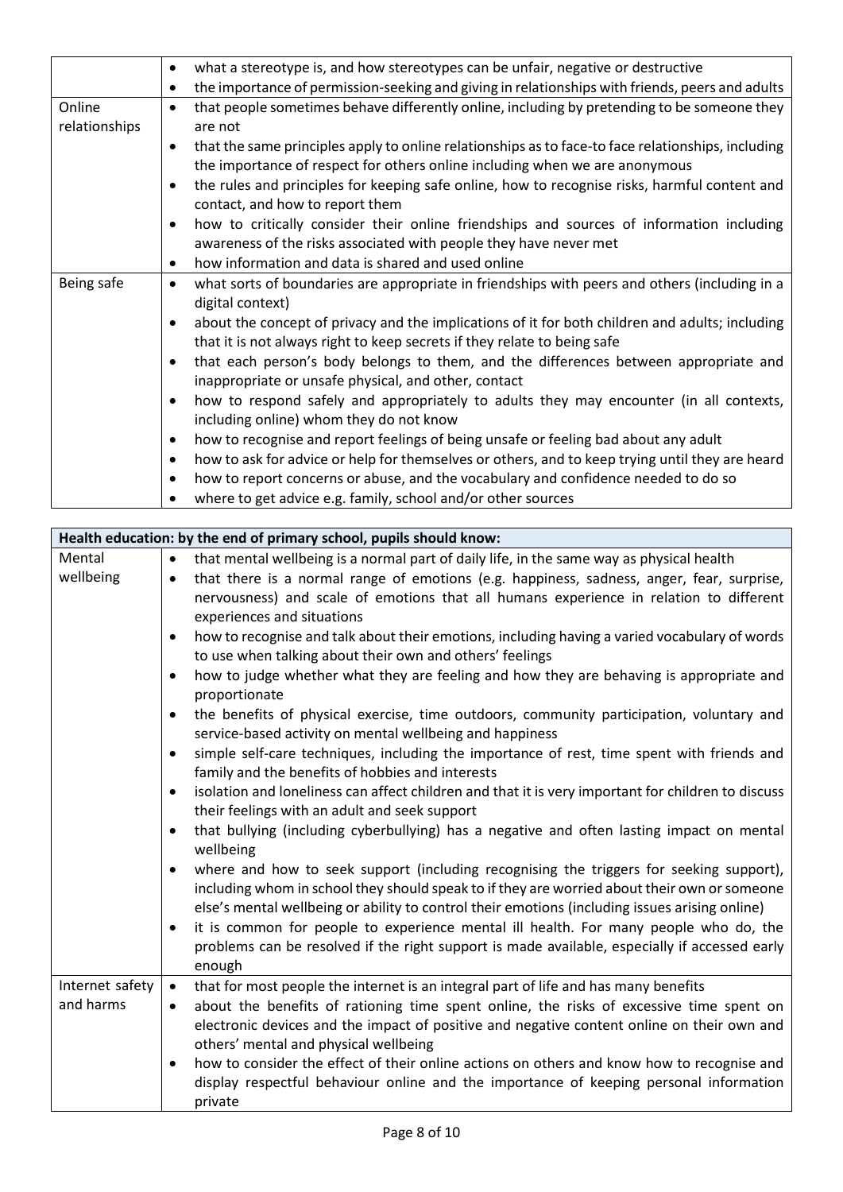| | |
|---|---|
| | • what a stereotype is, and how stereotypes can be unfair, negative or destructive<br>• the importance of permission-seeking and giving in relationships with friends, peers and adults |
| Online relationships | • that people sometimes behave differently online, including by pretending to be someone they are not<br>• that the same principles apply to online relationships as to face-to face relationships, including the importance of respect for others online including when we are anonymous<br>• the rules and principles for keeping safe online, how to recognise risks, harmful content and contact, and how to report them<br>• how to critically consider their online friendships and sources of information including awareness of the risks associated with people they have never met<br>• how information and data is shared and used online |
| Being safe | • what sorts of boundaries are appropriate in friendships with peers and others (including in a digital context)<br>• about the concept of privacy and the implications of it for both children and adults; including that it is not always right to keep secrets if they relate to being safe<br>• that each person's body belongs to them, and the differences between appropriate and inappropriate or unsafe physical, and other, contact<br>• how to respond safely and appropriately to adults they may encounter (in all contexts, including online) whom they do not know<br>• how to recognise and report feelings of being unsafe or feeling bad about any adult<br>• how to ask for advice or help for themselves or others, and to keep trying until they are heard<br>• how to report concerns or abuse, and the vocabulary and confidence needed to do so<br>• where to get advice e.g. family, school and/or other sources |

| **Health education: by the end of primary school, pupils should know:** | |
|---|---|
| Mental wellbeing | • that mental wellbeing is a normal part of daily life, in the same way as physical health<br>• that there is a normal range of emotions (e.g. happiness, sadness, anger, fear, surprise, nervousness) and scale of emotions that all humans experience in relation to different experiences and situations<br>• how to recognise and talk about their emotions, including having a varied vocabulary of words to use when talking about their own and others' feelings<br>• how to judge whether what they are feeling and how they are behaving is appropriate and proportionate<br>• the benefits of physical exercise, time outdoors, community participation, voluntary and service-based activity on mental wellbeing and happiness<br>• simple self-care techniques, including the importance of rest, time spent with friends and family and the benefits of hobbies and interests<br>• isolation and loneliness can affect children and that it is very important for children to discuss their feelings with an adult and seek support<br>• that bullying (including cyberbullying) has a negative and often lasting impact on mental wellbeing<br>• where and how to seek support (including recognising the triggers for seeking support), including whom in school they should speak to if they are worried about their own or someone else's mental wellbeing or ability to control their emotions (including issues arising online)<br>• it is common for people to experience mental ill health. For many people who do, the problems can be resolved if the right support is made available, especially if accessed early enough |
| Internet safety and harms | • that for most people the internet is an integral part of life and has many benefits<br>• about the benefits of rationing time spent online, the risks of excessive time spent on electronic devices and the impact of positive and negative content online on their own and others' mental and physical wellbeing<br>• how to consider the effect of their online actions on others and know how to recognise and display respectful behaviour online and the importance of keeping personal information private |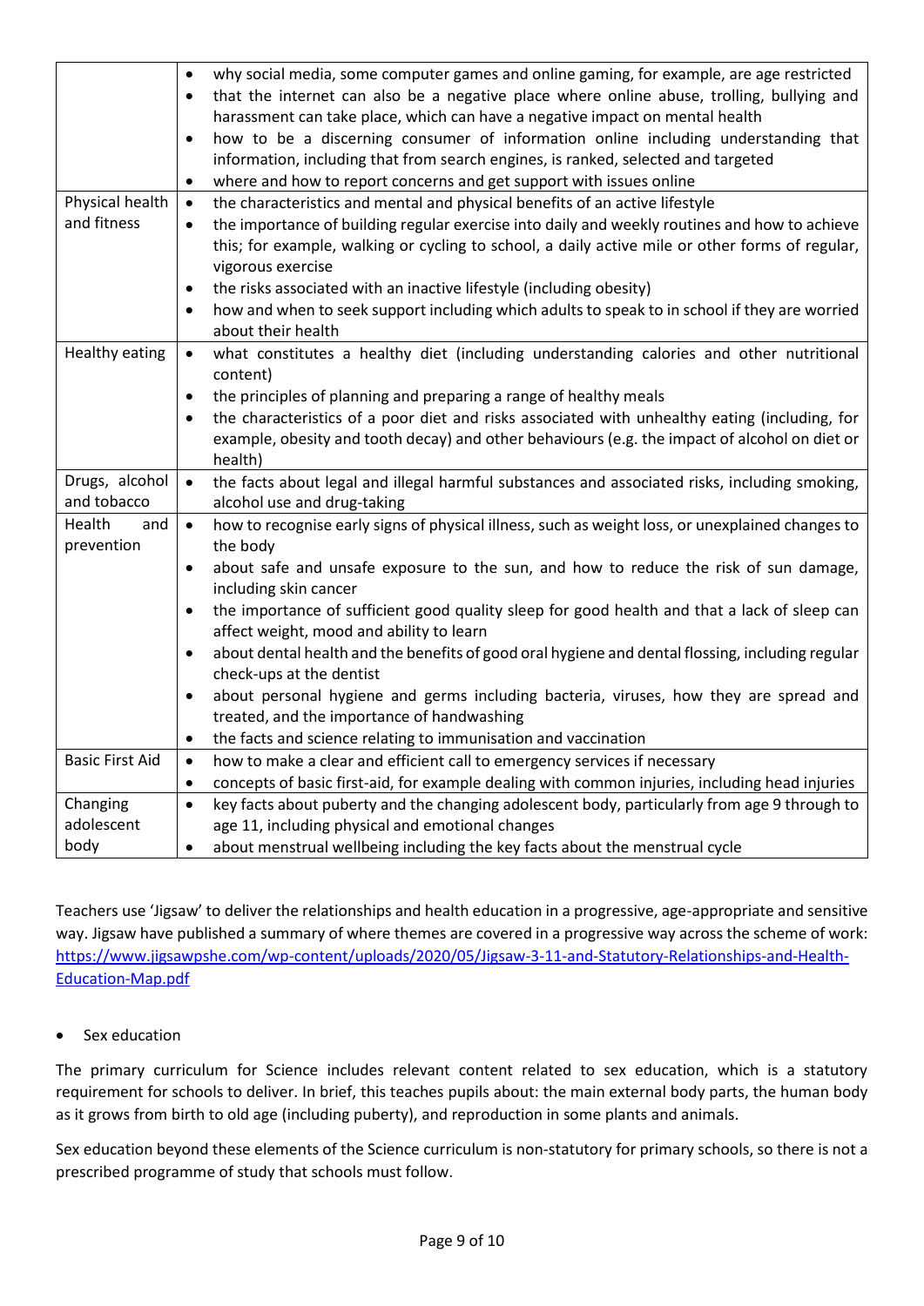| | |
|---|---|
| | • why social media, some computer games and online gaming, for example, are age restricted<br>• that the internet can also be a negative place where online abuse, trolling, bullying and harassment can take place, which can have a negative impact on mental health<br>• how to be a discerning consumer of information online including understanding that information, including that from search engines, is ranked, selected and targeted<br>• where and how to report concerns and get support with issues online |
| Physical health and fitness | • the characteristics and mental and physical benefits of an active lifestyle<br>• the importance of building regular exercise into daily and weekly routines and how to achieve this; for example, walking or cycling to school, a daily active mile or other forms of regular, vigorous exercise<br>• the risks associated with an inactive lifestyle (including obesity)<br>• how and when to seek support including which adults to speak to in school if they are worried about their health |
| Healthy eating | • what constitutes a healthy diet (including understanding calories and other nutritional content)<br>• the principles of planning and preparing a range of healthy meals<br>• the characteristics of a poor diet and risks associated with unhealthy eating (including, for example, obesity and tooth decay) and other behaviours (e.g. the impact of alcohol on diet or health) |
| Drugs, alcohol and tobacco | • the facts about legal and illegal harmful substances and associated risks, including smoking, alcohol use and drug-taking |
| Health and prevention | • how to recognise early signs of physical illness, such as weight loss, or unexplained changes to the body<br>• about safe and unsafe exposure to the sun, and how to reduce the risk of sun damage, including skin cancer<br>• the importance of sufficient good quality sleep for good health and that a lack of sleep can affect weight, mood and ability to learn<br>• about dental health and the benefits of good oral hygiene and dental flossing, including regular check-ups at the dentist<br>• about personal hygiene and germs including bacteria, viruses, how they are spread and treated, and the importance of handwashing<br>• the facts and science relating to immunisation and vaccination |
| Basic First Aid | • how to make a clear and efficient call to emergency services if necessary<br>• concepts of basic first-aid, for example dealing with common injuries, including head injuries |
| Changing adolescent body | • key facts about puberty and the changing adolescent body, particularly from age 9 through to age 11, including physical and emotional changes<br>• about menstrual wellbeing including the key facts about the menstrual cycle |

Teachers use 'Jigsaw' to deliver the relationships and health education in a progressive, age-appropriate and sensitive way. Jigsaw have published a summary of where themes are covered in a progressive way across the scheme of work: [https://www.jigsawpshe.com/wp-content/uploads/2020/05/Jigsaw-3-11-and-Statutory-Relationships-and-Health-Education-Map.pdf](https://www.jigsawpshe.com/wp-content/uploads/2020/05/Jigsaw-3-11-and-Statutory-Relationships-and-Health-Education-Map.pdf)

- Sex education

The primary curriculum for Science includes relevant content related to sex education, which is a statutory requirement for schools to deliver. In brief, this teaches pupils about: the main external body parts, the human body as it grows from birth to old age (including puberty), and reproduction in some plants and animals.

Sex education beyond these elements of the Science curriculum is non-statutory for primary schools, so there is not a prescribed programme of study that schools must follow.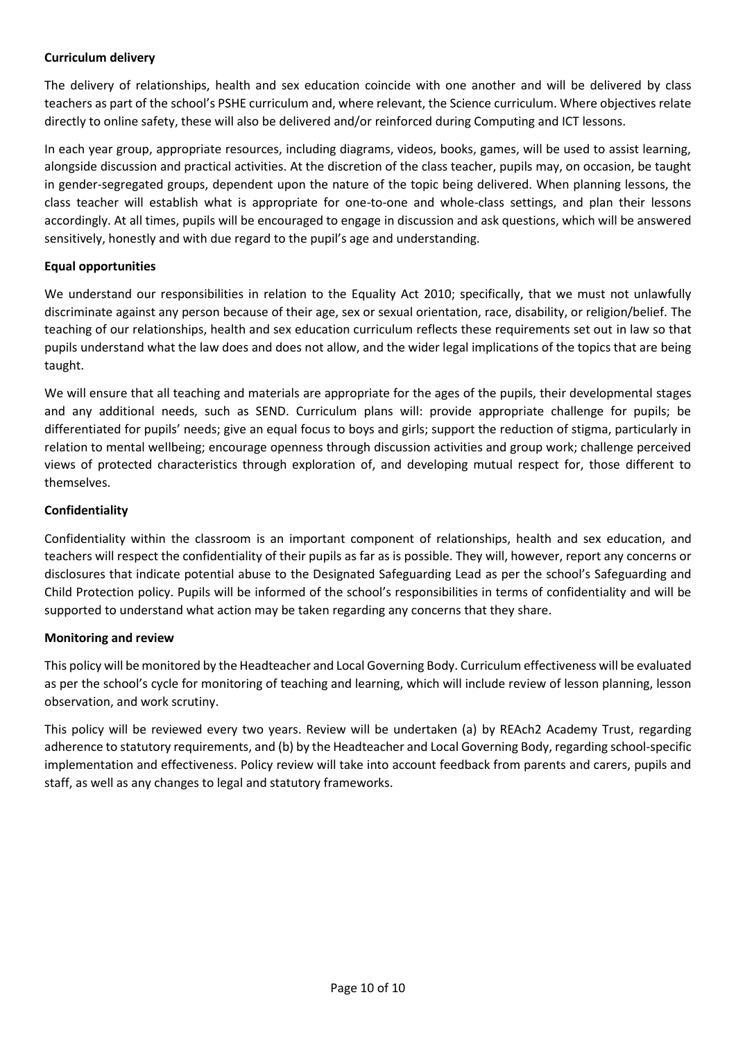**Curriculum delivery**

The delivery of relationships, health and sex education coincide with one another and will be delivered by class teachers as part of the school's PSHE curriculum and, where relevant, the Science curriculum. Where objectives relate directly to online safety, these will also be delivered and/or reinforced during Computing and ICT lessons.

In each year group, appropriate resources, including diagrams, videos, books, games, will be used to assist learning, alongside discussion and practical activities. At the discretion of the class teacher, pupils may, on occasion, be taught in gender-segregated groups, dependent upon the nature of the topic being delivered. When planning lessons, the class teacher will establish what is appropriate for one-to-one and whole-class settings, and plan their lessons accordingly. At all times, pupils will be encouraged to engage in discussion and ask questions, which will be answered sensitively, honestly and with due regard to the pupil's age and understanding.

**Equal opportunities**

We understand our responsibilities in relation to the Equality Act 2010; specifically, that we must not unlawfully discriminate against any person because of their age, sex or sexual orientation, race, disability, or religion/belief. The teaching of our relationships, health and sex education curriculum reflects these requirements set out in law so that pupils understand what the law does and does not allow, and the wider legal implications of the topics that are being taught.

We will ensure that all teaching and materials are appropriate for the ages of the pupils, their developmental stages and any additional needs, such as SEND. Curriculum plans will: provide appropriate challenge for pupils; be differentiated for pupils' needs; give an equal focus to boys and girls; support the reduction of stigma, particularly in relation to mental wellbeing; encourage openness through discussion activities and group work; challenge perceived views of protected characteristics through exploration of, and developing mutual respect for, those different to themselves.

**Confidentiality**

Confidentiality within the classroom is an important component of relationships, health and sex education, and teachers will respect the confidentiality of their pupils as far as is possible. They will, however, report any concerns or disclosures that indicate potential abuse to the Designated Safeguarding Lead as per the school's Safeguarding and Child Protection policy. Pupils will be informed of the school's responsibilities in terms of confidentiality and will be supported to understand what action may be taken regarding any concerns that they share.

**Monitoring and review**

This policy will be monitored by the Headteacher and Local Governing Body. Curriculum effectiveness will be evaluated as per the school's cycle for monitoring of teaching and learning, which will include review of lesson planning, lesson observation, and work scrutiny.

This policy will be reviewed every two years. Review will be undertaken (a) by REAch2 Academy Trust, regarding adherence to statutory requirements, and (b) by the Headteacher and Local Governing Body, regarding school-specific implementation and effectiveness. Policy review will take into account feedback from parents and carers, pupils and staff, as well as any changes to legal and statutory frameworks.